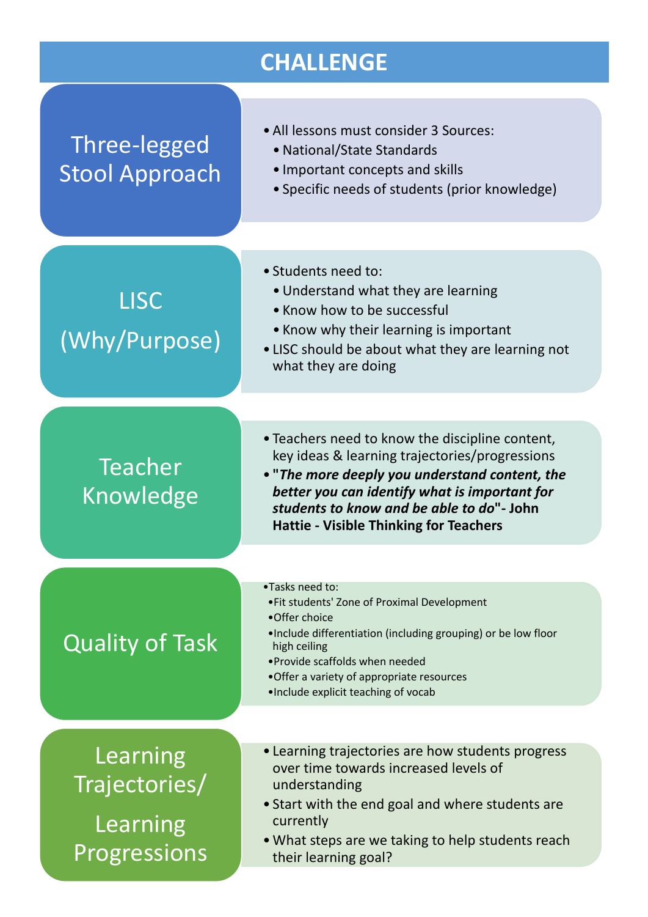# CHALLENGE

## Three-legged Stool Approach

- All lessons must consider 3 Sources:
  - National/State Standards
  - Important concepts and skills
  - Specific needs of students (prior knowledge)

## LISC (Why/Purpose)

- Students need to:
  - Understand what they are learning
  - Know how to be successful
  - Know why their learning is important
- LISC should be about what they are learning not what they are doing

## Teacher Knowledge

- Teachers need to know the discipline content, key ideas & learning trajectories/progressions
- **"*The more deeply you understand content, the better you can identify what is important for students to know and be able to do*"- John Hattie - Visible Thinking for Teachers**

## Quality of Task

- Tasks need to:
  - Fit students' Zone of Proximal Development
  - Offer choice
  - Include differentiation (including grouping) or be low floor high ceiling
  - Provide scaffolds when needed
  - Offer a variety of appropriate resources
  - Include explicit teaching of vocab

## Learning Trajectories/ Learning Progressions

- Learning trajectories are how students progress over time towards increased levels of understanding
- Start with the end goal and where students are currently
- What steps are we taking to help students reach their learning goal?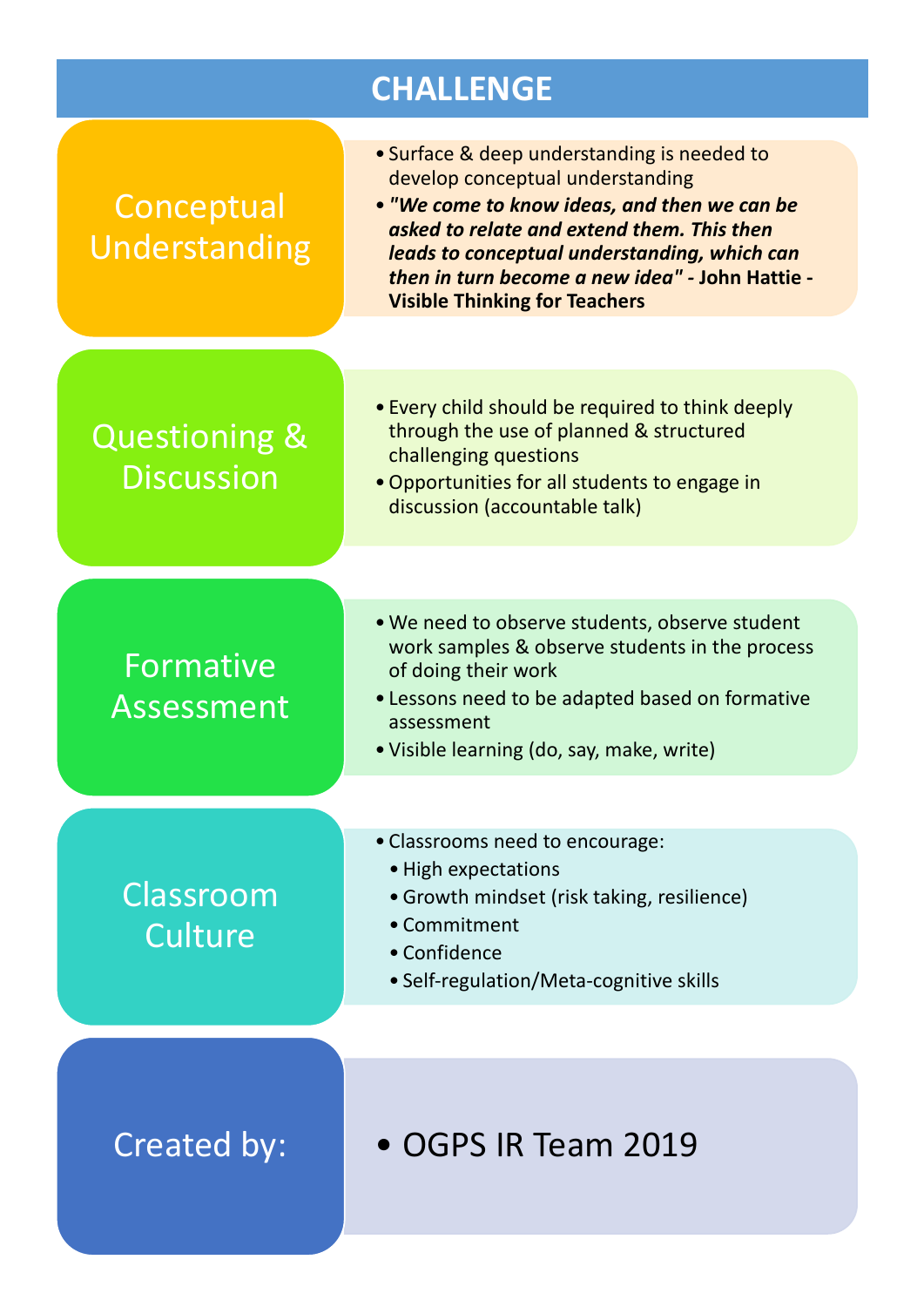# CHALLENGE

## Conceptual Understanding

- Surface & deep understanding is needed to develop conceptual understanding
- ***"We come to know ideas, and then we can be asked to relate and extend them. This then leads to conceptual understanding, which can then in turn become a new idea"* - John Hattie - Visible Thinking for Teachers**

## Questioning & Discussion

- Every child should be required to think deeply through the use of planned & structured challenging questions
- Opportunities for all students to engage in discussion (accountable talk)

## Formative Assessment

- We need to observe students, observe student work samples & observe students in the process of doing their work
- Lessons need to be adapted based on formative assessment
- Visible learning (do, say, make, write)

## Classroom Culture

- Classrooms need to encourage:
  - High expectations
  - Growth mindset (risk taking, resilience)
  - Commitment
  - Confidence
  - Self-regulation/Meta-cognitive skills

## Created by:

- OGPS IR Team 2019